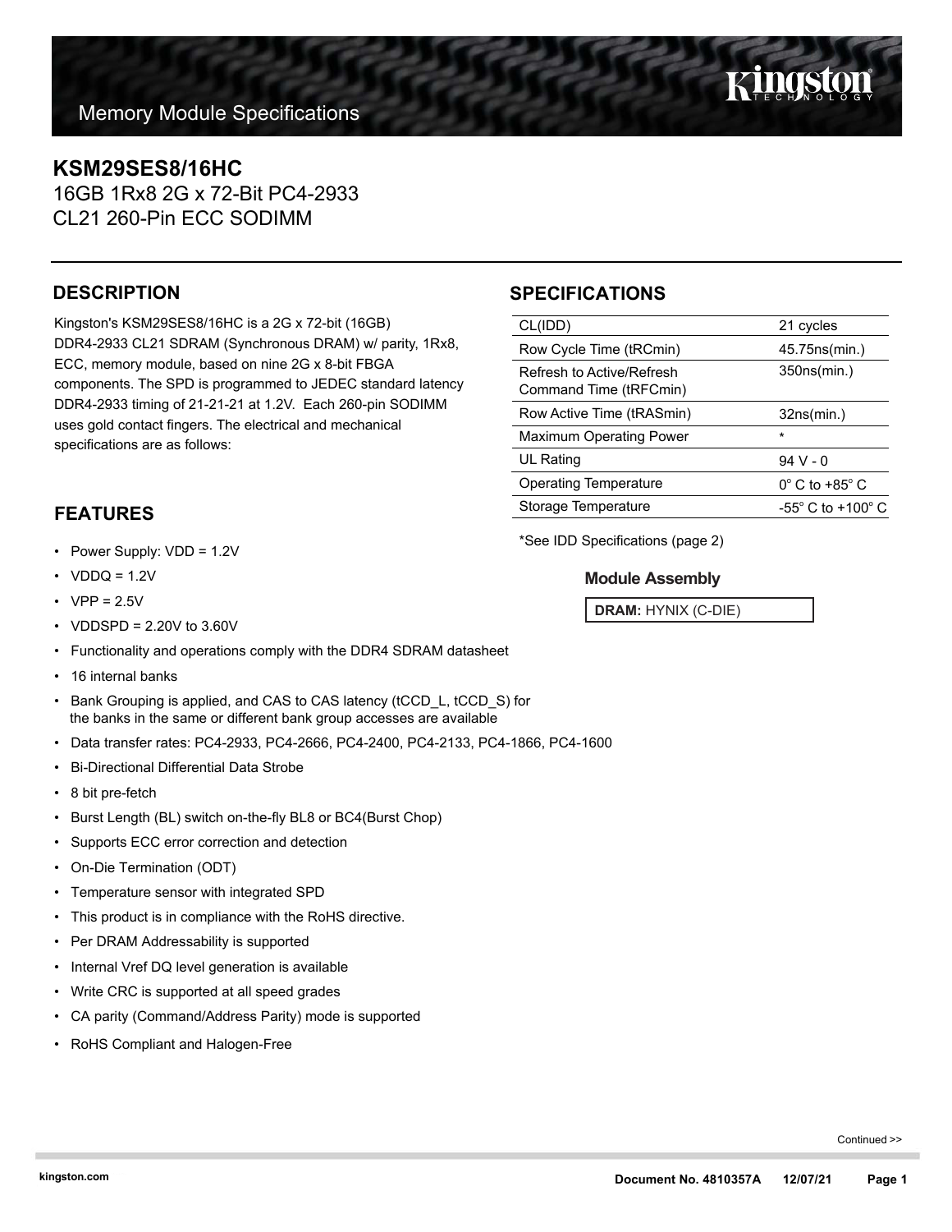Memory Module Specifications

# KSM29SES8/16HC

16GB 1Rx8 2G x 72-Bit PC4-2933
CL21 260-Pin ECC SODIMM

## DESCRIPTION

Kingston's KSM29SES8/16HC is a 2G x 72-bit (16GB) DDR4-2933 CL21 SDRAM (Synchronous DRAM) w/ parity, 1Rx8, ECC, memory module, based on nine 2G x 8-bit FBGA components. The SPD is programmed to JEDEC standard latency DDR4-2933 timing of 21-21-21 at 1.2V. Each 260-pin SODIMM uses gold contact fingers. The electrical and mechanical specifications are as follows:

## SPECIFICATIONS

| | |
|---|---|
| CL(IDD) | 21 cycles |
| Row Cycle Time (tRCmin) | 45.75ns(min.) |
| Refresh to Active/Refresh Command Time (tRFCmin) | 350ns(min.) |
| Row Active Time (tRASmin) | 32ns(min.) |
| Maximum Operating Power | * |
| UL Rating | 94 V - 0 |
| Operating Temperature | 0° C to +85° C |
| Storage Temperature | -55° C to +100° C |

*See IDD Specifications (page 2)

### Module Assembly

**DRAM:** HYNIX (C-DIE)

## FEATURES

- Power Supply: VDD = 1.2V
- VDDQ = 1.2V
- VPP = 2.5V
- VDDSPD = 2.20V to 3.60V
- Functionality and operations comply with the DDR4 SDRAM datasheet
- 16 internal banks
- Bank Grouping is applied, and CAS to CAS latency (tCCD_L, tCCD_S) for the banks in the same or different bank group accesses are available
- Data transfer rates: PC4-2933, PC4-2666, PC4-2400, PC4-2133, PC4-1866, PC4-1600
- Bi-Directional Differential Data Strobe
- 8 bit pre-fetch
- Burst Length (BL) switch on-the-fly BL8 or BC4(Burst Chop)
- Supports ECC error correction and detection
- On-Die Termination (ODT)
- Temperature sensor with integrated SPD
- This product is in compliance with the RoHS directive.
- Per DRAM Addressability is supported
- Internal Vref DQ level generation is available
- Write CRC is supported at all speed grades
- CA parity (Command/Address Parity) mode is supported
- RoHS Compliant and Halogen-Free

Continued >>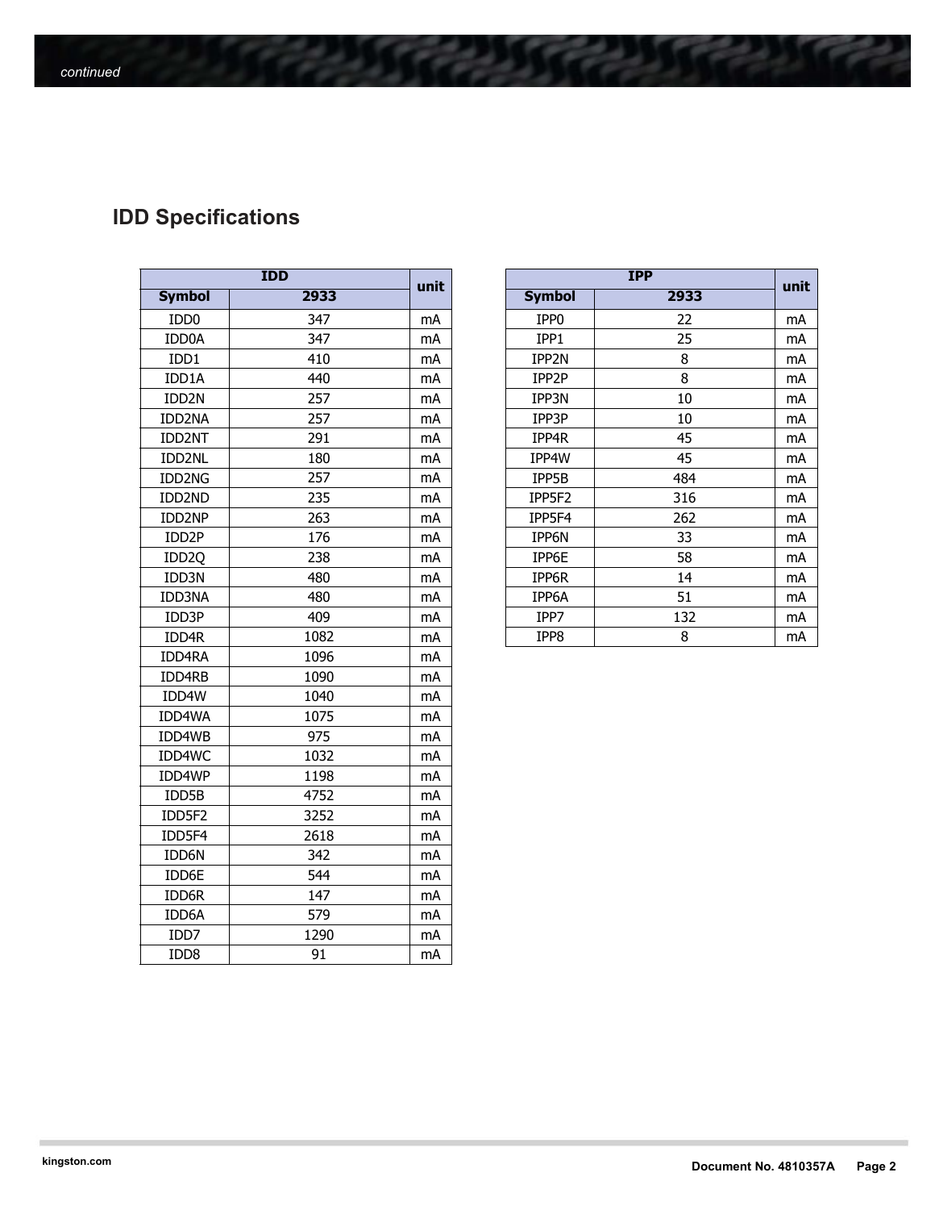*continued*

## IDD Specifications

| IDD | | unit |
|---|---|---|
| Symbol | 2933 | |
| IDD0 | 347 | mA |
| IDD0A | 347 | mA |
| IDD1 | 410 | mA |
| IDD1A | 440 | mA |
| IDD2N | 257 | mA |
| IDD2NA | 257 | mA |
| IDD2NT | 291 | mA |
| IDD2NL | 180 | mA |
| IDD2NG | 257 | mA |
| IDD2ND | 235 | mA |
| IDD2NP | 263 | mA |
| IDD2P | 176 | mA |
| IDD2Q | 238 | mA |
| IDD3N | 480 | mA |
| IDD3NA | 480 | mA |
| IDD3P | 409 | mA |
| IDD4R | 1082 | mA |
| IDD4RA | 1096 | mA |
| IDD4RB | 1090 | mA |
| IDD4W | 1040 | mA |
| IDD4WA | 1075 | mA |
| IDD4WB | 975 | mA |
| IDD4WC | 1032 | mA |
| IDD4WP | 1198 | mA |
| IDD5B | 4752 | mA |
| IDD5F2 | 3252 | mA |
| IDD5F4 | 2618 | mA |
| IDD6N | 342 | mA |
| IDD6E | 544 | mA |
| IDD6R | 147 | mA |
| IDD6A | 579 | mA |
| IDD7 | 1290 | mA |
| IDD8 | 91 | mA |

| IPP | | unit |
|---|---|---|
| Symbol | 2933 | |
| IPP0 | 22 | mA |
| IPP1 | 25 | mA |
| IPP2N | 8 | mA |
| IPP2P | 8 | mA |
| IPP3N | 10 | mA |
| IPP3P | 10 | mA |
| IPP4R | 45 | mA |
| IPP4W | 45 | mA |
| IPP5B | 484 | mA |
| IPP5F2 | 316 | mA |
| IPP5F4 | 262 | mA |
| IPP6N | 33 | mA |
| IPP6E | 58 | mA |
| IPP6R | 14 | mA |
| IPP6A | 51 | mA |
| IPP7 | 132 | mA |
| IPP8 | 8 | mA |

kingston.com

Document No. 4810357A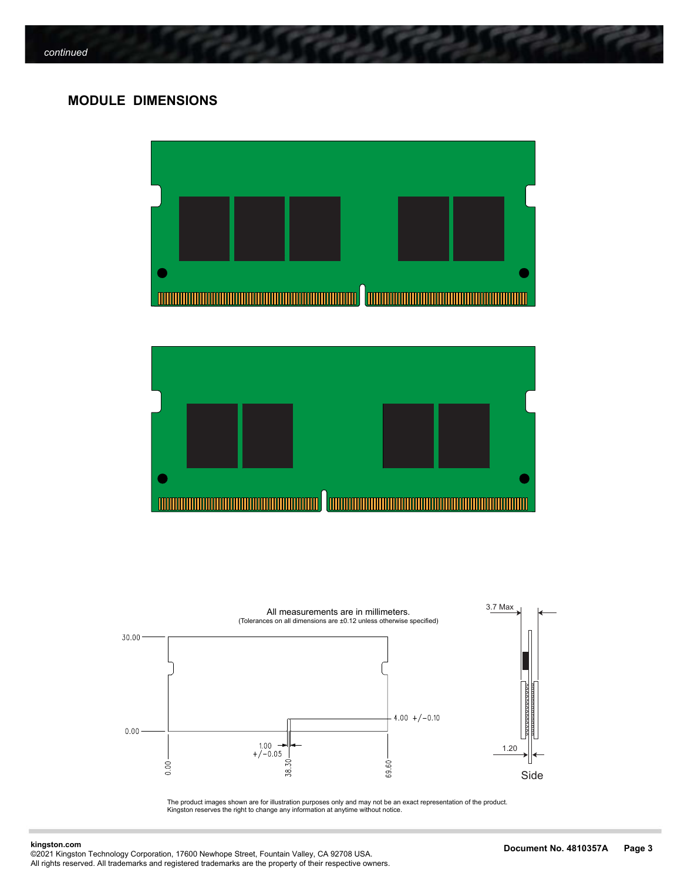## MODULE DIMENSIONS

All measurements are in millimeters.
(Tolerances on all dimensions are ±0.12 unless otherwise specified)

30.00

0.00

4.00 +/−0.10

1.00
+/−0.05

0.00

38.30

69.60

3.7 Max

1.20

Side

The product images shown are for illustration purposes only and may not be an exact representation of the product.
Kingston reserves the right to change any information at anytime without notice.

**kingston.com**
©2021 Kingston Technology Corporation, 17600 Newhope Street, Fountain Valley, CA 92708 USA.
All rights reserved. All trademarks and registered trademarks are the property of their respective owners.

**Document No. 4810357A**